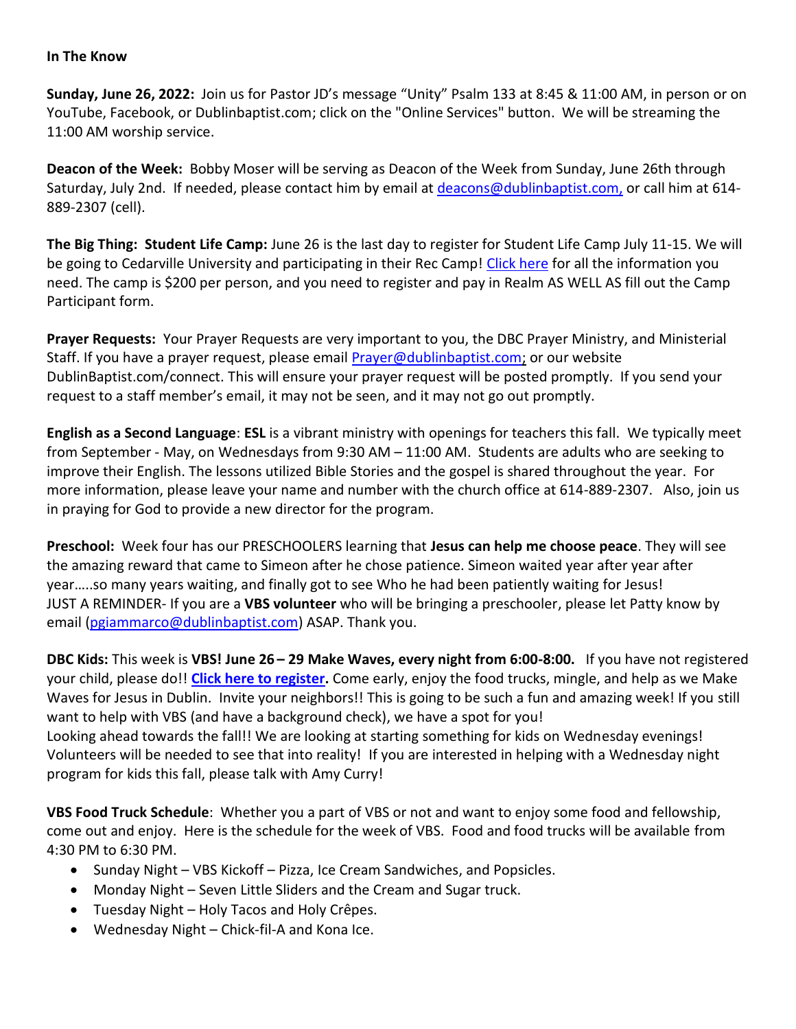**In The Know**

**Sunday, June 26, 2022:** Join us for Pastor JD's message "Unity" Psalm 133 at 8:45 & 11:00 AM, in person or on YouTube, Facebook, or Dublinbaptist.com; click on the "Online Services" button. We will be streaming the 11:00 AM worship service.

**Deacon of the Week:** Bobby Moser will be serving as Deacon of the Week from Sunday, June 26th through Saturday, July 2nd. If needed, please contact him by email at deacons@dublinbaptist.com, or call him at 614-889-2307 (cell).

**The Big Thing: Student Life Camp:** June 26 is the last day to register for Student Life Camp July 11-15. We will be going to Cedarville University and participating in their Rec Camp! Click here for all the information you need. The camp is $200 per person, and you need to register and pay in Realm AS WELL AS fill out the Camp Participant form.

**Prayer Requests:** Your Prayer Requests are very important to you, the DBC Prayer Ministry, and Ministerial Staff. If you have a prayer request, please email Prayer@dublinbaptist.com; or our website DublinBaptist.com/connect. This will ensure your prayer request will be posted promptly. If you send your request to a staff member's email, it may not be seen, and it may not go out promptly.

**English as a Second Language**: **ESL** is a vibrant ministry with openings for teachers this fall. We typically meet from September - May, on Wednesdays from 9:30 AM – 11:00 AM. Students are adults who are seeking to improve their English. The lessons utilized Bible Stories and the gospel is shared throughout the year. For more information, please leave your name and number with the church office at 614-889-2307. Also, join us in praying for God to provide a new director for the program.

**Preschool:** Week four has our PRESCHOOLERS learning that **Jesus can help me choose peace**. They will see the amazing reward that came to Simeon after he chose patience. Simeon waited year after year after year…..so many years waiting, and finally got to see Who he had been patiently waiting for Jesus!
JUST A REMINDER- If you are a **VBS volunteer** who will be bringing a preschooler, please let Patty know by email (pgiammarco@dublinbaptist.com) ASAP. Thank you.

**DBC Kids:** This week is **VBS! June 26 – 29 Make Waves, every night from 6:00-8:00.** If you have not registered your child, please do!! **Click here to register.** Come early, enjoy the food trucks, mingle, and help as we Make Waves for Jesus in Dublin. Invite your neighbors!! This is going to be such a fun and amazing week! If you still want to help with VBS (and have a background check), we have a spot for you!
Looking ahead towards the fall!! We are looking at starting something for kids on Wednesday evenings! Volunteers will be needed to see that into reality! If you are interested in helping with a Wednesday night program for kids this fall, please talk with Amy Curry!

**VBS Food Truck Schedule**: Whether you a part of VBS or not and want to enjoy some food and fellowship, come out and enjoy. Here is the schedule for the week of VBS. Food and food trucks will be available from 4:30 PM to 6:30 PM.

- Sunday Night – VBS Kickoff – Pizza, Ice Cream Sandwiches, and Popsicles.
- Monday Night – Seven Little Sliders and the Cream and Sugar truck.
- Tuesday Night – Holy Tacos and Holy Crêpes.
- Wednesday Night – Chick-fil-A and Kona Ice.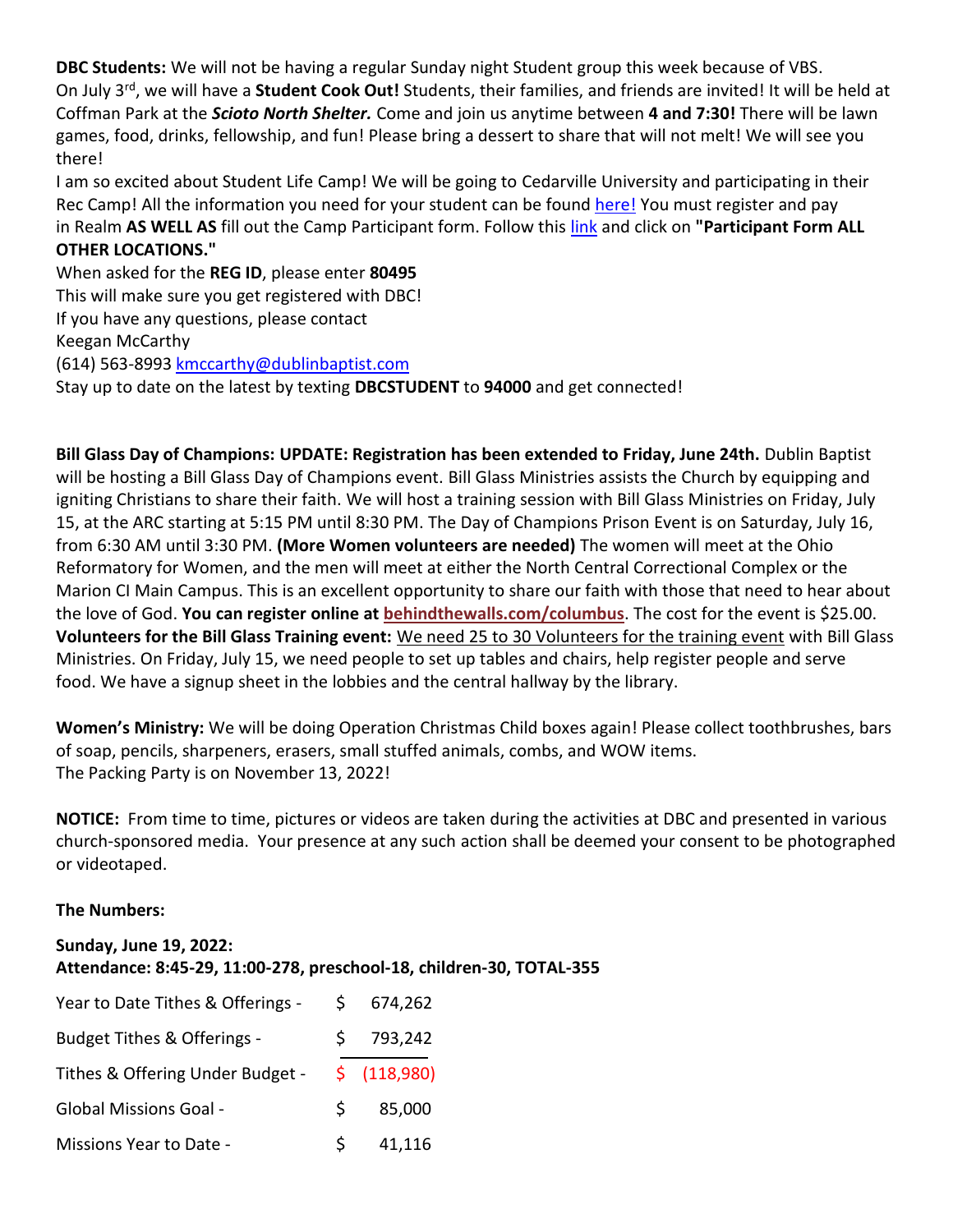**DBC Students:** We will not be having a regular Sunday night Student group this week because of VBS.
On July 3rd, we will have a **Student Cook Out!** Students, their families, and friends are invited! It will be held at Coffman Park at the ***Scioto North Shelter.*** Come and join us anytime between **4 and 7:30!** There will be lawn games, food, drinks, fellowship, and fun! Please bring a dessert to share that will not melt! We will see you there!
I am so excited about Student Life Camp! We will be going to Cedarville University and participating in their Rec Camp! All the information you need for your student can be found here! You must register and pay in Realm **AS WELL AS** fill out the Camp Participant form. Follow this link and click on **"Participant Form ALL OTHER LOCATIONS."**
When asked for the **REG ID**, please enter **80495**
This will make sure you get registered with DBC!
If you have any questions, please contact
Keegan McCarthy
(614) 563-8993 kmccarthy@dublinbaptist.com
Stay up to date on the latest by texting **DBCSTUDENT** to **94000** and get connected!

**Bill Glass Day of Champions: UPDATE: Registration has been extended to Friday, June 24th.** Dublin Baptist will be hosting a Bill Glass Day of Champions event. Bill Glass Ministries assists the Church by equipping and igniting Christians to share their faith. We will host a training session with Bill Glass Ministries on Friday, July 15, at the ARC starting at 5:15 PM until 8:30 PM. The Day of Champions Prison Event is on Saturday, July 16, from 6:30 AM until 3:30 PM. **(More Women volunteers are needed)** The women will meet at the Ohio Reformatory for Women, and the men will meet at either the North Central Correctional Complex or the Marion CI Main Campus. This is an excellent opportunity to share our faith with those that need to hear about the love of God. **You can register online at behindthewalls.com/columbus**. The cost for the event is $25.00. **Volunteers for the Bill Glass Training event:** We need 25 to 30 Volunteers for the training event with Bill Glass Ministries. On Friday, July 15, we need people to set up tables and chairs, help register people and serve food. We have a signup sheet in the lobbies and the central hallway by the library.

**Women's Ministry:** We will be doing Operation Christmas Child boxes again! Please collect toothbrushes, bars of soap, pencils, sharpeners, erasers, small stuffed animals, combs, and WOW items.
The Packing Party is on November 13, 2022!

**NOTICE:** From time to time, pictures or videos are taken during the activities at DBC and presented in various church-sponsored media. Your presence at any such action shall be deemed your consent to be photographed or videotaped.

**The Numbers:**

**Sunday, June 19, 2022:**
**Attendance: 8:45-29, 11:00-278, preschool-18, children-30, TOTAL-355**

| | | |
|---|---|---|
| Year to Date Tithes & Offerings - | $ | 674,262 |
| Budget Tithes & Offerings - | $ | 793,242 |
| Tithes & Offering Under Budget - | $ | (118,980) |
| Global Missions Goal - | $ | 85,000 |
| Missions Year to Date - | $ | 41,116 |